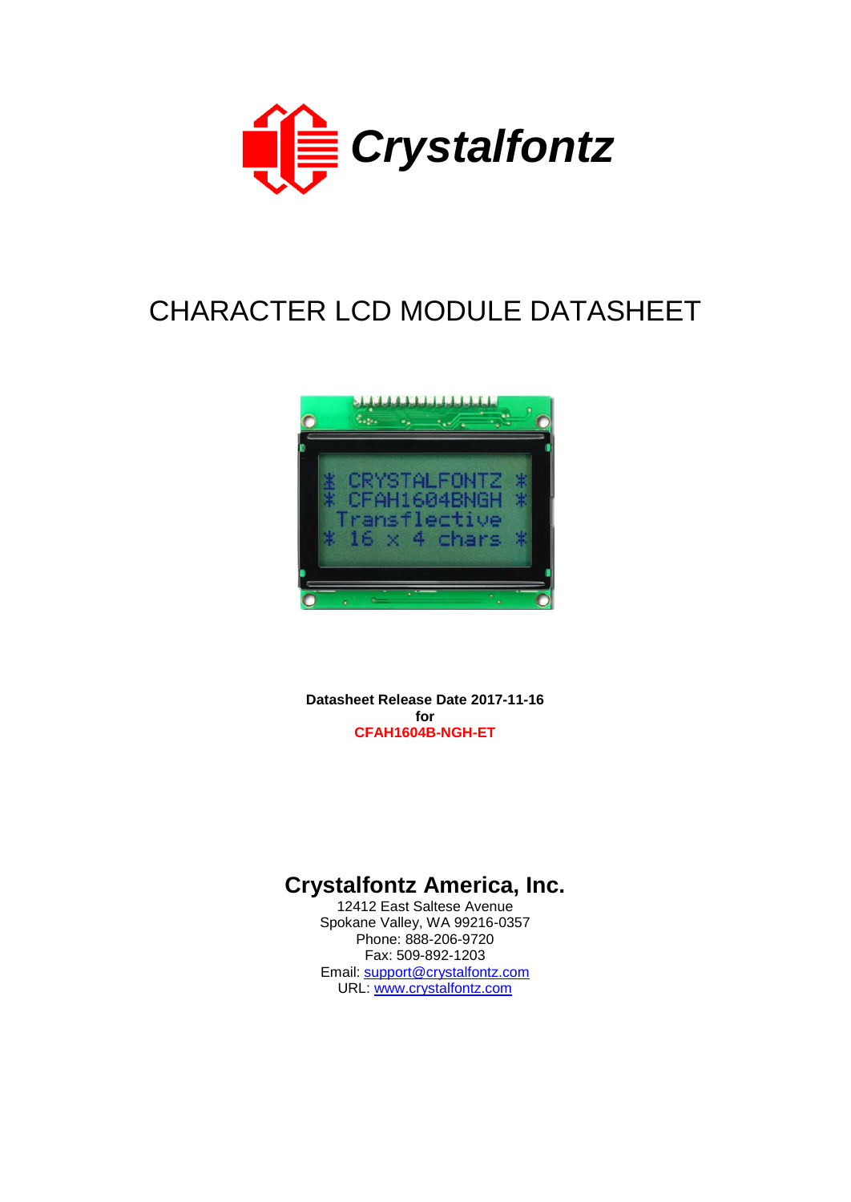Crystalfontz

# CHARACTER LCD MODULE DATASHEET

**Datasheet Release Date 2017-11-16**
**for**
**CFAH1604B-NGH-ET**

## Crystalfontz America, Inc.

12412 East Saltese Avenue
Spokane Valley, WA 99216-0357
Phone: 888-206-9720
Fax: 509-892-1203
Email: support@crystalfontz.com
URL: www.crystalfontz.com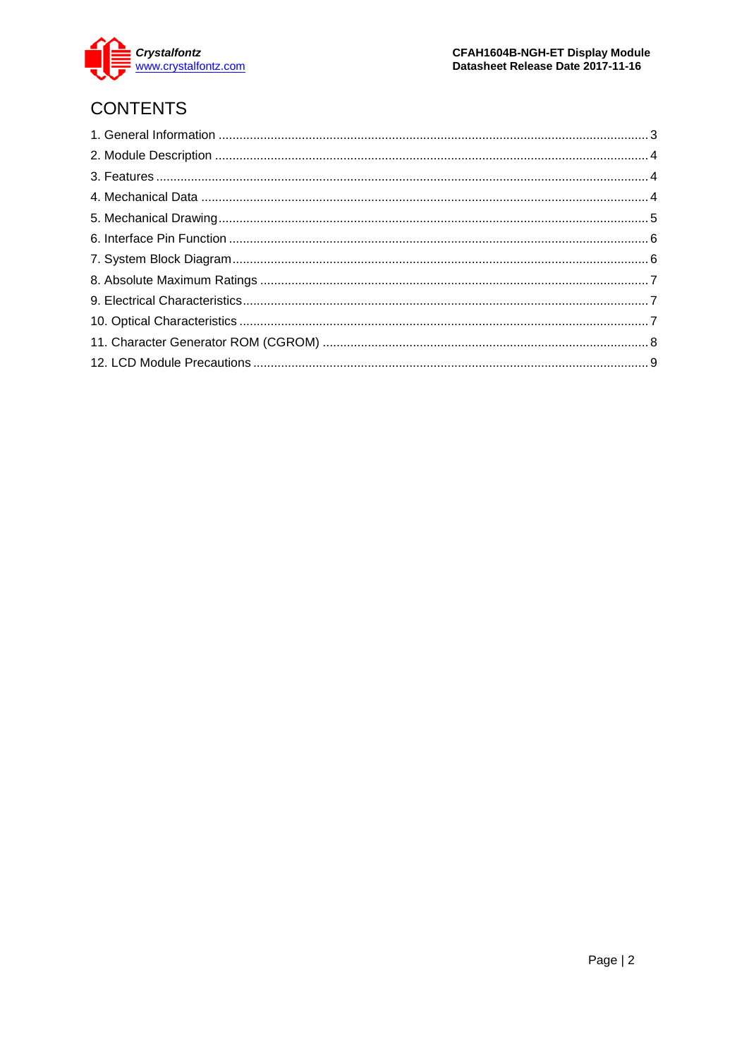# CONTENTS

1. General Information ........................................................................................................................ 3
2. Module Description ......................................................................................................................... 4
3. Features ......................................................................................................................................... 4
4. Mechanical Data ............................................................................................................................. 4
5. Mechanical Drawing ........................................................................................................................ 5
6. Interface Pin Function ..................................................................................................................... 6
7. System Block Diagram .................................................................................................................... 6
8. Absolute Maximum Ratings ............................................................................................................ 7
9. Electrical Characteristics ................................................................................................................. 7
10. Optical Characteristics ................................................................................................................... 7
11. Character Generator ROM (CGROM) ........................................................................................... 8
12. LCD Module Precautions ............................................................................................................... 9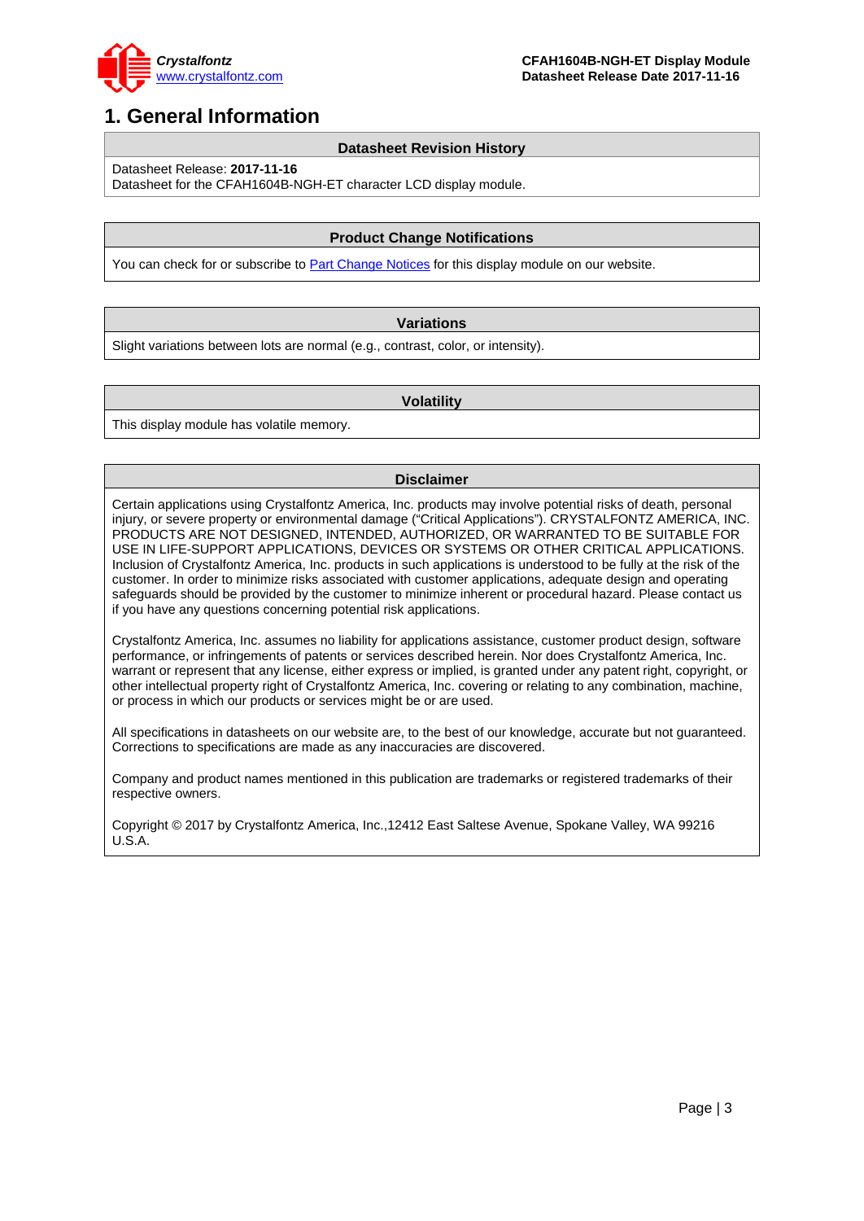# 1. General Information

| Datasheet Revision History |
|---|
| Datasheet Release: **2017-11-16**<br>Datasheet for the CFAH1604B-NGH-ET character LCD display module. |

| Product Change Notifications |
|---|
| You can check for or subscribe to Part Change Notices for this display module on our website. |

| Variations |
|---|
| Slight variations between lots are normal (e.g., contrast, color, or intensity). |

| Volatility |
|---|
| This display module has volatile memory. |

| Disclaimer |
|---|
| Certain applications using Crystalfontz America, Inc. products may involve potential risks of death, personal injury, or severe property or environmental damage ("Critical Applications"). CRYSTALFONTZ AMERICA, INC. PRODUCTS ARE NOT DESIGNED, INTENDED, AUTHORIZED, OR WARRANTED TO BE SUITABLE FOR USE IN LIFE-SUPPORT APPLICATIONS, DEVICES OR SYSTEMS OR OTHER CRITICAL APPLICATIONS. Inclusion of Crystalfontz America, Inc. products in such applications is understood to be fully at the risk of the customer. In order to minimize risks associated with customer applications, adequate design and operating safeguards should be provided by the customer to minimize inherent or procedural hazard. Please contact us if you have any questions concerning potential risk applications.<br><br>Crystalfontz America, Inc. assumes no liability for applications assistance, customer product design, software performance, or infringements of patents or services described herein. Nor does Crystalfontz America, Inc. warrant or represent that any license, either express or implied, is granted under any patent right, copyright, or other intellectual property right of Crystalfontz America, Inc. covering or relating to any combination, machine, or process in which our products or services might be or are used.<br><br>All specifications in datasheets on our website are, to the best of our knowledge, accurate but not guaranteed. Corrections to specifications are made as any inaccuracies are discovered.<br><br>Company and product names mentioned in this publication are trademarks or registered trademarks of their respective owners.<br><br>Copyright © 2017 by Crystalfontz America, Inc.,12412 East Saltese Avenue, Spokane Valley, WA 99216 U.S.A. |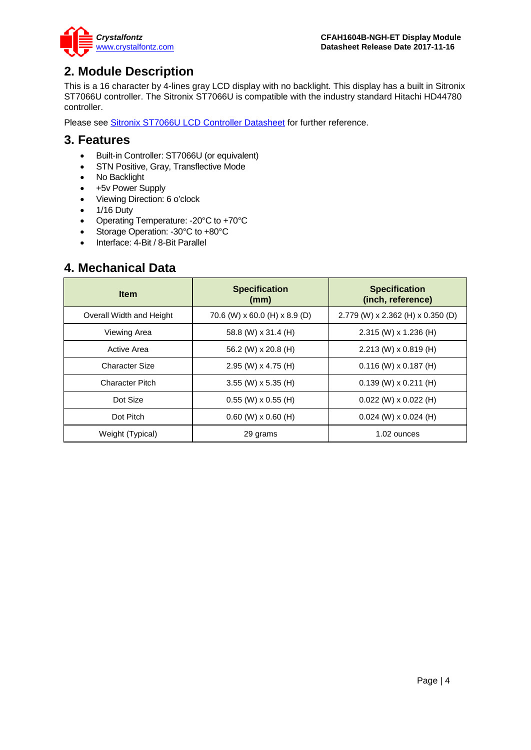## 2. Module Description

This is a 16 character by 4-lines gray LCD display with no backlight. This display has a built in Sitronix ST7066U controller. The Sitronix ST7066U is compatible with the industry standard Hitachi HD44780 controller.

Please see Sitronix ST7066U LCD Controller Datasheet for further reference.

## 3. Features

- Built-in Controller: ST7066U (or equivalent)
- STN Positive, Gray, Transflective Mode
- No Backlight
- +5v Power Supply
- Viewing Direction: 6 o'clock
- 1/16 Duty
- Operating Temperature: -20°C to +70°C
- Storage Operation: -30°C to +80°C
- Interface: 4-Bit / 8-Bit Parallel

## 4. Mechanical Data

| Item | Specification (mm) | Specification (inch, reference) |
|---|---|---|
| Overall Width and Height | 70.6 (W) x 60.0 (H) x 8.9 (D) | 2.779 (W) x 2.362 (H) x 0.350 (D) |
| Viewing Area | 58.8 (W) x 31.4 (H) | 2.315 (W) x 1.236 (H) |
| Active Area | 56.2 (W) x 20.8 (H) | 2.213 (W) x 0.819 (H) |
| Character Size | 2.95 (W) x 4.75 (H) | 0.116 (W) x 0.187 (H) |
| Character Pitch | 3.55 (W) x 5.35 (H) | 0.139 (W) x 0.211 (H) |
| Dot Size | 0.55 (W) x 0.55 (H) | 0.022 (W) x 0.022 (H) |
| Dot Pitch | 0.60 (W) x 0.60 (H) | 0.024 (W) x 0.024 (H) |
| Weight (Typical) | 29 grams | 1.02 ounces |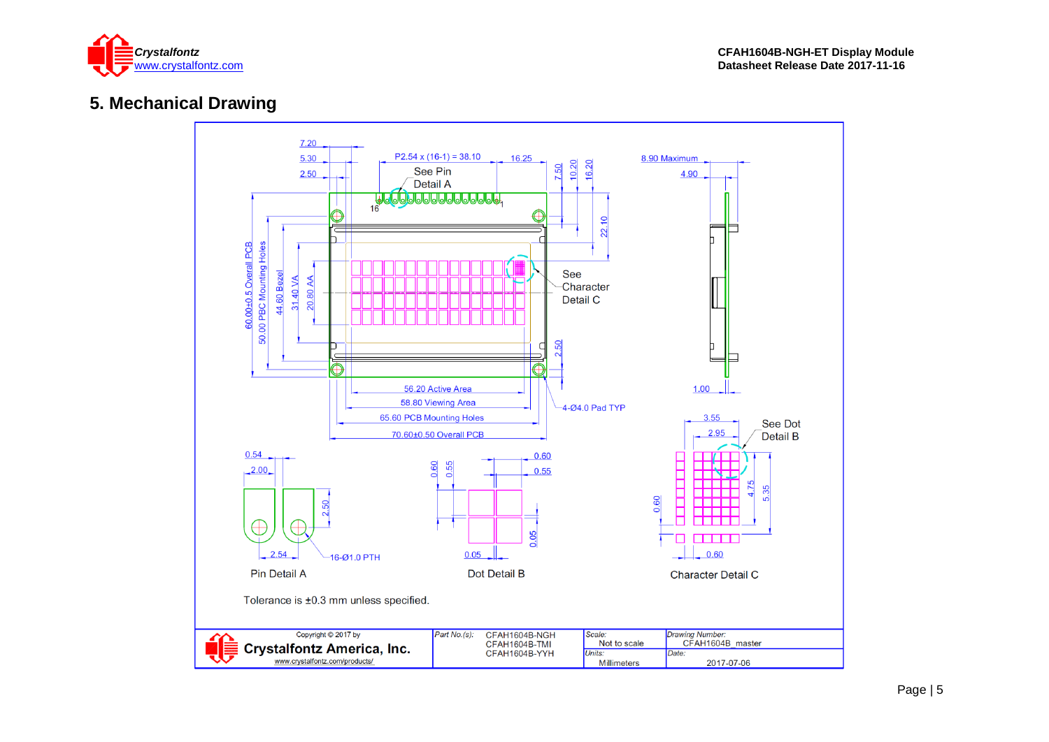## 5. Mechanical Drawing

7.20
5.30
2.50
P2.54 x (16-1) = 38.10
16.25
7.50
10.20
16.20
8.90 Maximum
4.90
See Pin Detail A
16
1
22.10
60.00±0.5 Overall PCB
50.00 PBC Mounting Holes
44.60 Bezel
31.40 VA
20.80 AA
See Character Detail C
2.50
1.00
56.20 Active Area
58.80 Viewing Area
65.60 PCB Mounting Holes
70.60±0.50 Overall PCB
4-Ø4.0 Pad TYP
3.55
2.95
See Dot Detail B
0.54
2.00
2.50
2.54
16-Ø1.0 PTH
Pin Detail A
0.60
0.55
0.60
0.55
0.05
0.05
Dot Detail B
0.60
4.75
5.35
0.60
Character Detail C

Tolerance is ±0.3 mm unless specified.

| Copyright © 2017 by Crystalfontz America, Inc. www.crystalfontz.com/products/ | Part No.(s): CFAH1604B-NGH CFAH1604B-TMI CFAH1604B-YYH | Scale: Not to scale | Drawing Number: CFAH1604B_master |
|---|---|---|---|
| | | Units: Millimeters | Date: 2017-07-06 |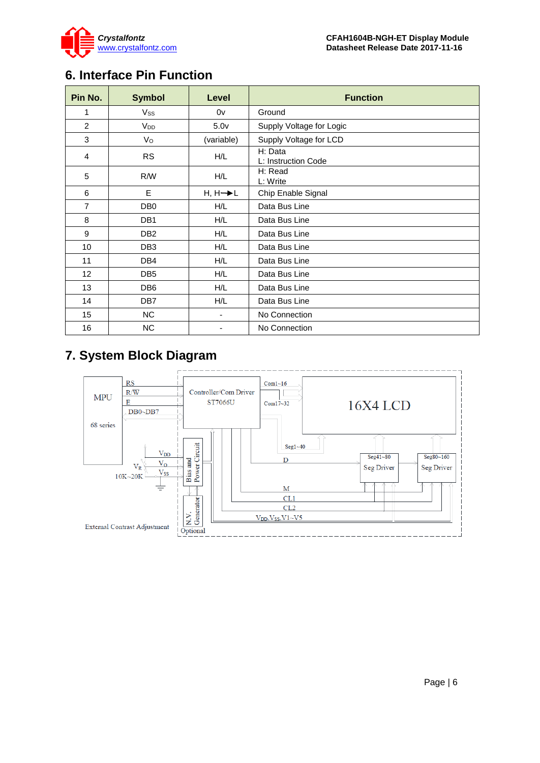## 6. Interface Pin Function

| Pin No. | Symbol | Level | Function |
|---|---|---|---|
| 1 | $V_{SS}$ | 0v | Ground |
| 2 | $V_{DD}$ | 5.0v | Supply Voltage for Logic |
| 3 | $V_O$ | (variable) | Supply Voltage for LCD |
| 4 | RS | H/L | H: Data<br>L: Instruction Code |
| 5 | R/W | H/L | H: Read<br>L: Write |
| 6 | E | H, H→L | Chip Enable Signal |
| 7 | DB0 | H/L | Data Bus Line |
| 8 | DB1 | H/L | Data Bus Line |
| 9 | DB2 | H/L | Data Bus Line |
| 10 | DB3 | H/L | Data Bus Line |
| 11 | DB4 | H/L | Data Bus Line |
| 12 | DB5 | H/L | Data Bus Line |
| 13 | DB6 | H/L | Data Bus Line |
| 14 | DB7 | H/L | Data Bus Line |
| 15 | NC | - | No Connection |
| 16 | NC | - | No Connection |

## 7. System Block Diagram

MPU 68 series — RS, R/W, E, DB0~DB7 — Controller/Com Driver ST7066U — Com1~16, Com17~32 — 16X4 LCD

Seg1~40, D, M, CL1, CL2, $V_{DD}$, $V_{SS}$, V1~V5

Seg41~80 Seg Driver — Seg80~160 Seg Driver

$V_{DD}$, $V_O$, $V_{SS}$, $V_R$, 10K~20K — Bias and Power Circuit — N.V. Generator (Optional)

External Contrast Adjustment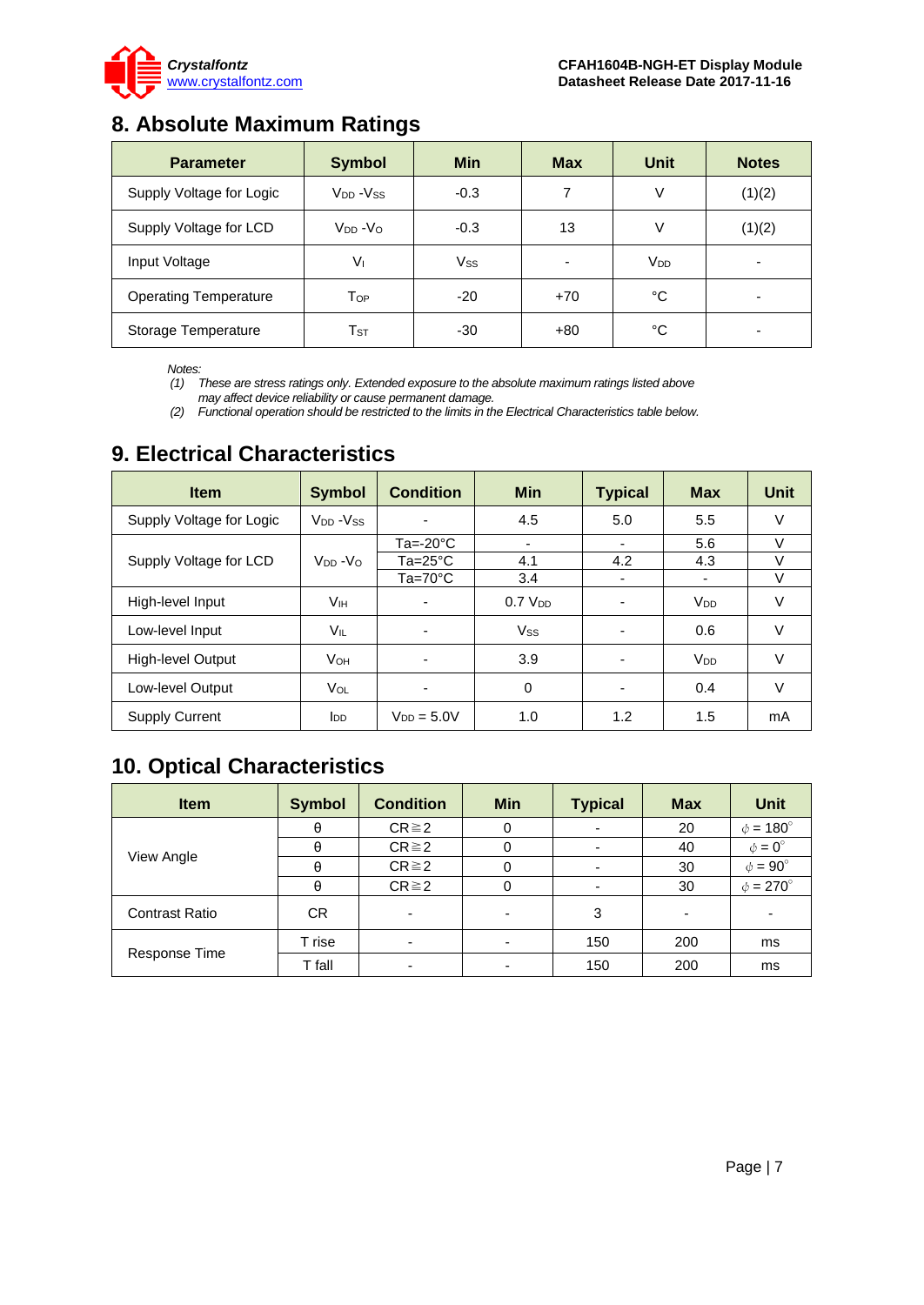## 8. Absolute Maximum Ratings

| Parameter | Symbol | Min | Max | Unit | Notes |
|---|---|---|---|---|---|
| Supply Voltage for Logic | $V_{DD}$ -$V_{SS}$ | -0.3 | 7 | V | (1)(2) |
| Supply Voltage for LCD | $V_{DD}$ -$V_O$ | -0.3 | 13 | V | (1)(2) |
| Input Voltage | $V_I$ | $V_{SS}$ | - | $V_{DD}$ | - |
| Operating Temperature | $T_{OP}$ | -20 | +70 | °C | - |
| Storage Temperature | $T_{ST}$ | -30 | +80 | °C | - |

*Notes:*
*(1) These are stress ratings only. Extended exposure to the absolute maximum ratings listed above may affect device reliability or cause permanent damage.*
*(2) Functional operation should be restricted to the limits in the Electrical Characteristics table below.*

## 9. Electrical Characteristics

| Item | Symbol | Condition | Min | Typical | Max | Unit |
|---|---|---|---|---|---|---|
| Supply Voltage for Logic | $V_{DD}$ -$V_{SS}$ | - | 4.5 | 5.0 | 5.5 | V |
| Supply Voltage for LCD | $V_{DD}$ -$V_O$ | Ta=-20°C | - | - | 5.6 | V |
| | | Ta=25°C | 4.1 | 4.2 | 4.3 | V |
| | | Ta=70°C | 3.4 | - | - | V |
| High-level Input | $V_{IH}$ | - | 0.7 $V_{DD}$ | - | $V_{DD}$ | V |
| Low-level Input | $V_{IL}$ | - | $V_{SS}$ | - | 0.6 | V |
| High-level Output | $V_{OH}$ | - | 3.9 | - | $V_{DD}$ | V |
| Low-level Output | $V_{OL}$ | - | 0 | - | 0.4 | V |
| Supply Current | $I_{DD}$ | $V_{DD}$ = 5.0V | 1.0 | 1.2 | 1.5 | mA |

## 10. Optical Characteristics

| Item | Symbol | Condition | Min | Typical | Max | Unit |
|---|---|---|---|---|---|---|
| View Angle | θ | CR≧2 | 0 | - | 20 | $\phi$ = 180° |
| | θ | CR≧2 | 0 | - | 40 | $\phi$ = 0° |
| | θ | CR≧2 | 0 | - | 30 | $\phi$ = 90° |
| | θ | CR≧2 | 0 | - | 30 | $\phi$ = 270° |
| Contrast Ratio | CR | - | - | 3 | - | - |
| Response Time | T rise | - | - | 150 | 200 | ms |
| | T fall | - | - | 150 | 200 | ms |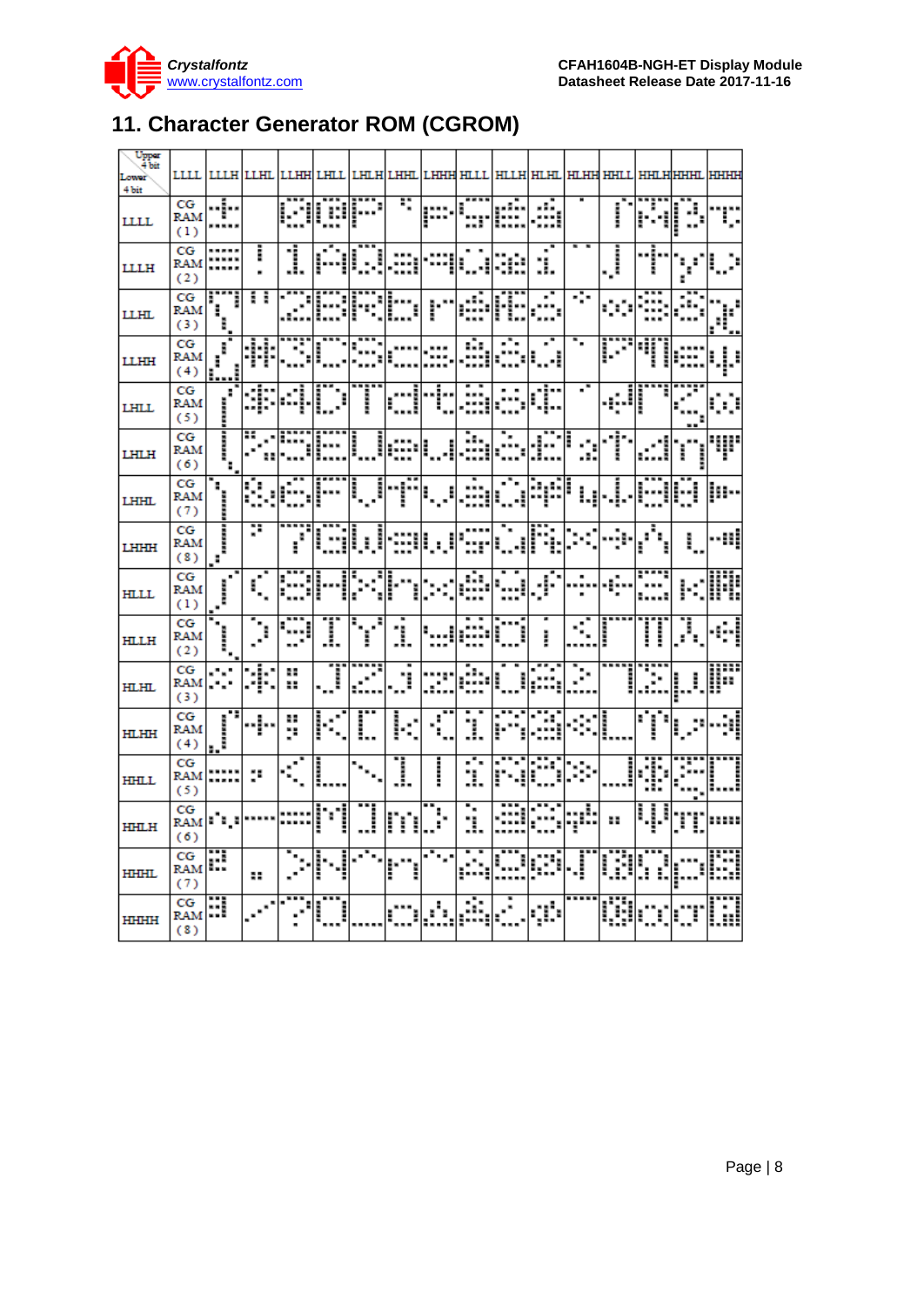# 11. Character Generator ROM (CGROM)

| Lower 4 bit \ Upper 4 bit | LLLL | LLLH | LLHL | LLHH | LHLL | LHLH | LHHL | LHHH | HLLL | HLLH | HLHL | HLHH | HHLL | HHLH | HHHL | HHHH |
|---|---|---|---|---|---|---|---|---|---|---|---|---|---|---|---|---|
| LLLL | CG RAM (1) | | | | | | | | | | | | | | | |
| LLLH | CG RAM (2) | | | | | | | | | | | | | | | |
| LLHL | CG RAM (3) | | | | | | | | | | | | | | | |
| LLHH | CG RAM (4) | | | | | | | | | | | | | | | |
| LHLL | CG RAM (5) | | | | | | | | | | | | | | | |
| LHLH | CG RAM (6) | | | | | | | | | | | | | | | |
| LHHL | CG RAM (7) | | | | | | | | | | | | | | | |
| LHHH | CG RAM (8) | | | | | | | | | | | | | | | |
| HLLL | CG RAM (1) | | | | | | | | | | | | | | | |
| HLLH | CG RAM (2) | | | | | | | | | | | | | | | |
| HLHL | CG RAM (3) | | | | | | | | | | | | | | | |
| HLHH | CG RAM (4) | | | | | | | | | | | | | | | |
| HHLL | CG RAM (5) | | | | | | | | | | | | | | | |
| HHLH | CG RAM (6) | | | | | | | | | | | | | | | |
| HHHL | CG RAM (7) | | | | | | | | | | | | | | | |
| HHHH | CG RAM (8) | | | | | | | | | | | | | | | |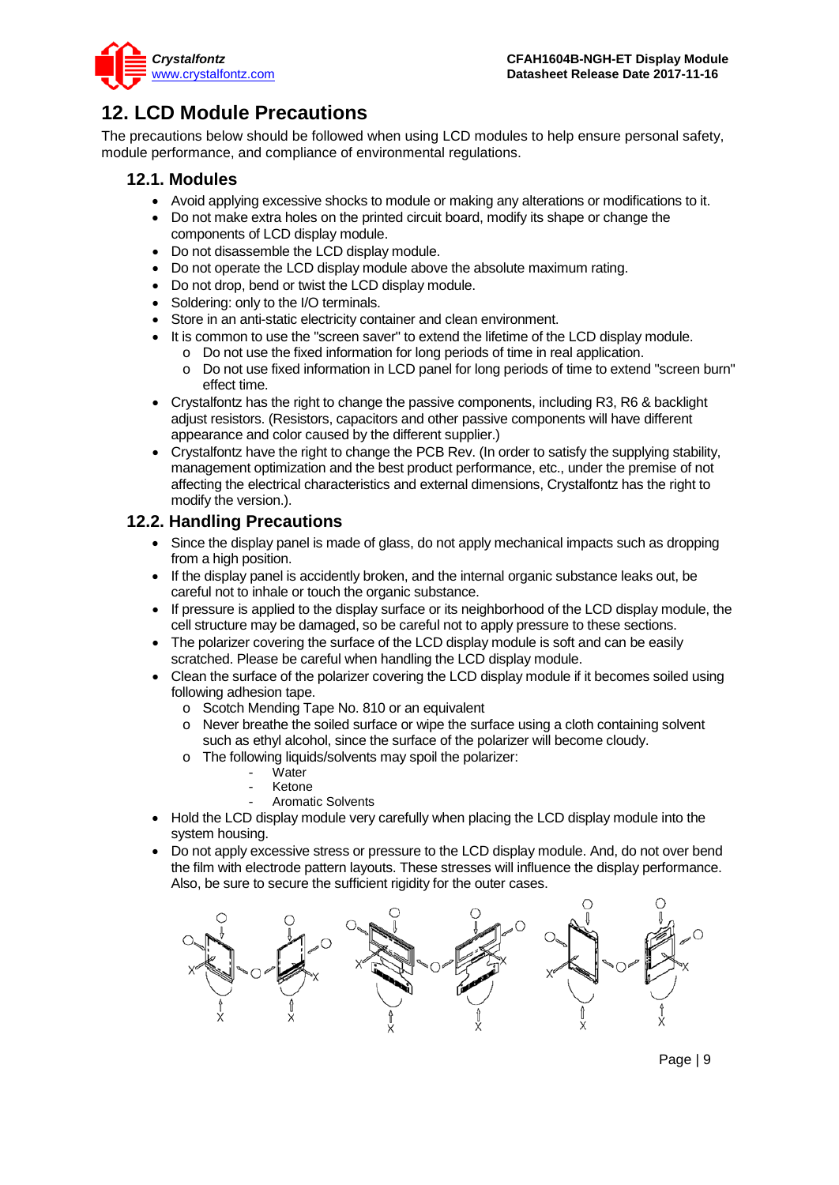# 12. LCD Module Precautions

The precautions below should be followed when using LCD modules to help ensure personal safety, module performance, and compliance of environmental regulations.

## 12.1. Modules

- Avoid applying excessive shocks to module or making any alterations or modifications to it.
- Do not make extra holes on the printed circuit board, modify its shape or change the components of LCD display module.
- Do not disassemble the LCD display module.
- Do not operate the LCD display module above the absolute maximum rating.
- Do not drop, bend or twist the LCD display module.
- Soldering: only to the I/O terminals.
- Store in an anti-static electricity container and clean environment.
- It is common to use the "screen saver" to extend the lifetime of the LCD display module.
  - Do not use the fixed information for long periods of time in real application.
  - Do not use fixed information in LCD panel for long periods of time to extend "screen burn" effect time.
- Crystalfontz has the right to change the passive components, including R3, R6 & backlight adjust resistors. (Resistors, capacitors and other passive components will have different appearance and color caused by the different supplier.)
- Crystalfontz have the right to change the PCB Rev. (In order to satisfy the supplying stability, management optimization and the best product performance, etc., under the premise of not affecting the electrical characteristics and external dimensions, Crystalfontz has the right to modify the version.).

## 12.2. Handling Precautions

- Since the display panel is made of glass, do not apply mechanical impacts such as dropping from a high position.
- If the display panel is accidently broken, and the internal organic substance leaks out, be careful not to inhale or touch the organic substance.
- If pressure is applied to the display surface or its neighborhood of the LCD display module, the cell structure may be damaged, so be careful not to apply pressure to these sections.
- The polarizer covering the surface of the LCD display module is soft and can be easily scratched. Please be careful when handling the LCD display module.
- Clean the surface of the polarizer covering the LCD display module if it becomes soiled using following adhesion tape.
  - Scotch Mending Tape No. 810 or an equivalent
  - Never breathe the soiled surface or wipe the surface using a cloth containing solvent such as ethyl alcohol, since the surface of the polarizer will become cloudy.
  - The following liquids/solvents may spoil the polarizer:
    - Water
    - Ketone
    - Aromatic Solvents
- Hold the LCD display module very carefully when placing the LCD display module into the system housing.
- Do not apply excessive stress or pressure to the LCD display module. And, do not over bend the film with electrode pattern layouts. These stresses will influence the display performance. Also, be sure to secure the sufficient rigidity for the outer cases.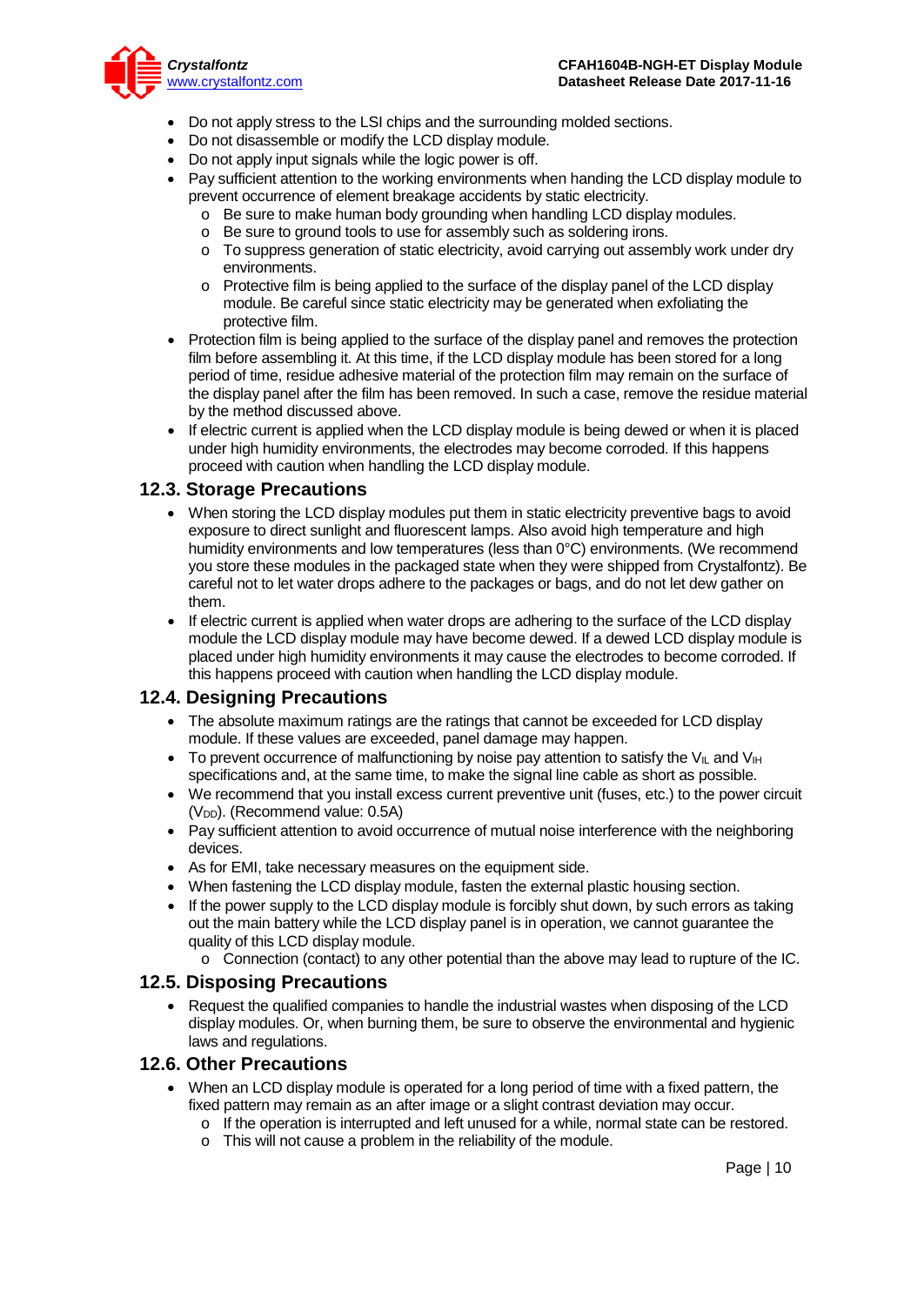- Do not apply stress to the LSI chips and the surrounding molded sections.
- Do not disassemble or modify the LCD display module.
- Do not apply input signals while the logic power is off.
- Pay sufficient attention to the working environments when handing the LCD display module to prevent occurrence of element breakage accidents by static electricity.
  - Be sure to make human body grounding when handling LCD display modules.
  - Be sure to ground tools to use for assembly such as soldering irons.
  - To suppress generation of static electricity, avoid carrying out assembly work under dry environments.
  - Protective film is being applied to the surface of the display panel of the LCD display module. Be careful since static electricity may be generated when exfoliating the protective film.
- Protection film is being applied to the surface of the display panel and removes the protection film before assembling it. At this time, if the LCD display module has been stored for a long period of time, residue adhesive material of the protection film may remain on the surface of the display panel after the film has been removed. In such a case, remove the residue material by the method discussed above.
- If electric current is applied when the LCD display module is being dewed or when it is placed under high humidity environments, the electrodes may become corroded. If this happens proceed with caution when handling the LCD display module.

## 12.3. Storage Precautions

- When storing the LCD display modules put them in static electricity preventive bags to avoid exposure to direct sunlight and fluorescent lamps. Also avoid high temperature and high humidity environments and low temperatures (less than 0°C) environments. (We recommend you store these modules in the packaged state when they were shipped from Crystalfontz). Be careful not to let water drops adhere to the packages or bags, and do not let dew gather on them.
- If electric current is applied when water drops are adhering to the surface of the LCD display module the LCD display module may have become dewed. If a dewed LCD display module is placed under high humidity environments it may cause the electrodes to become corroded. If this happens proceed with caution when handling the LCD display module.

## 12.4. Designing Precautions

- The absolute maximum ratings are the ratings that cannot be exceeded for LCD display module. If these values are exceeded, panel damage may happen.
- To prevent occurrence of malfunctioning by noise pay attention to satisfy the $V_{IL}$ and $V_{IH}$ specifications and, at the same time, to make the signal line cable as short as possible.
- We recommend that you install excess current preventive unit (fuses, etc.) to the power circuit ($V_{DD}$). (Recommend value: 0.5A)
- Pay sufficient attention to avoid occurrence of mutual noise interference with the neighboring devices.
- As for EMI, take necessary measures on the equipment side.
- When fastening the LCD display module, fasten the external plastic housing section.
- If the power supply to the LCD display module is forcibly shut down, by such errors as taking out the main battery while the LCD display panel is in operation, we cannot guarantee the quality of this LCD display module.
  - Connection (contact) to any other potential than the above may lead to rupture of the IC.

## 12.5. Disposing Precautions

- Request the qualified companies to handle the industrial wastes when disposing of the LCD display modules. Or, when burning them, be sure to observe the environmental and hygienic laws and regulations.

## 12.6. Other Precautions

- When an LCD display module is operated for a long period of time with a fixed pattern, the fixed pattern may remain as an after image or a slight contrast deviation may occur.
  - If the operation is interrupted and left unused for a while, normal state can be restored.
  - This will not cause a problem in the reliability of the module.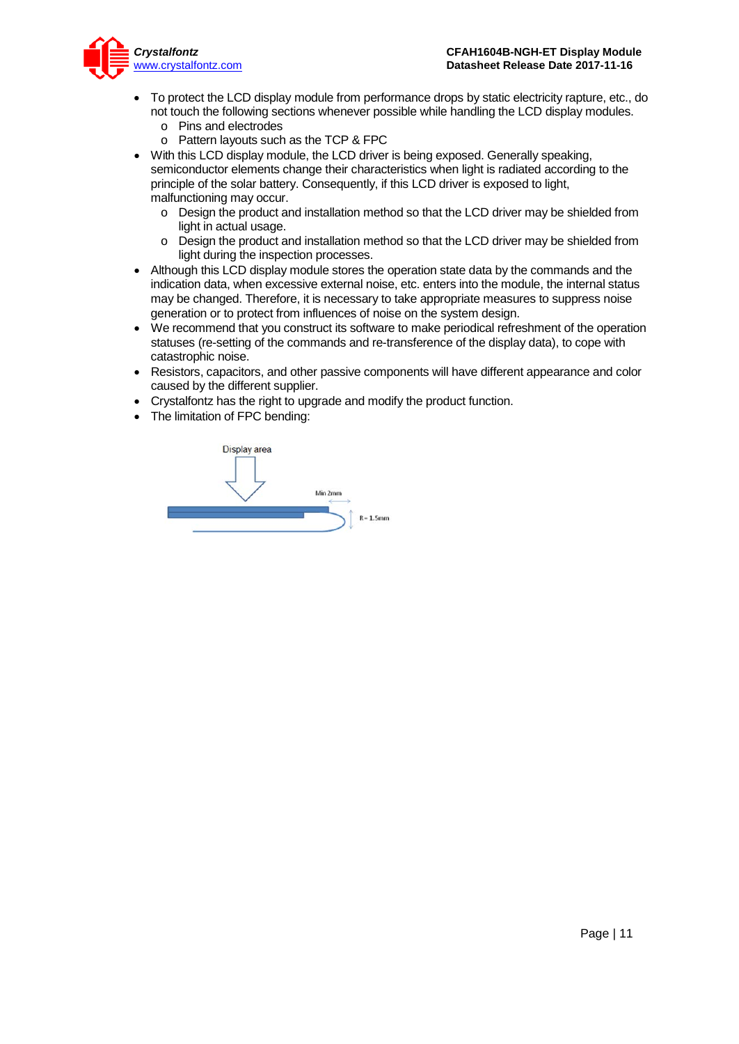- To protect the LCD display module from performance drops by static electricity rapture, etc., do not touch the following sections whenever possible while handling the LCD display modules.
    - Pins and electrodes
    - Pattern layouts such as the TCP & FPC
- With this LCD display module, the LCD driver is being exposed. Generally speaking, semiconductor elements change their characteristics when light is radiated according to the principle of the solar battery. Consequently, if this LCD driver is exposed to light, malfunctioning may occur.
    - Design the product and installation method so that the LCD driver may be shielded from light in actual usage.
    - Design the product and installation method so that the LCD driver may be shielded from light during the inspection processes.
- Although this LCD display module stores the operation state data by the commands and the indication data, when excessive external noise, etc. enters into the module, the internal status may be changed. Therefore, it is necessary to take appropriate measures to suppress noise generation or to protect from influences of noise on the system design.
- We recommend that you construct its software to make periodical refreshment of the operation statuses (re-setting of the commands and re-transference of the display data), to cope with catastrophic noise.
- Resistors, capacitors, and other passive components will have different appearance and color caused by the different supplier.
- Crystalfontz has the right to upgrade and modify the product function.
- The limitation of FPC bending:

Display area

Min 2mm

R= 1.5mm